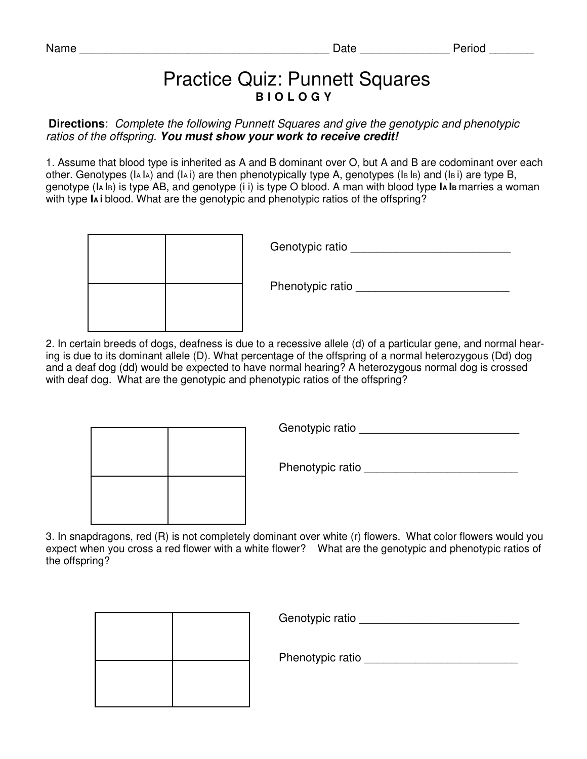Name ________________________________________ Date ______________ Period _______

# Practice Quiz: Punnett Squares

**B I O L O G Y**

**Directions**: *Complete the following Punnett Squares and give the genotypic and phenotypic ratios of the offspring.* ***You must show your work to receive credit!***

1. Assume that blood type is inherited as A and B dominant over O, but A and B are codominant over each other. Genotypes ($I_A I_A$) and ($I_A$ i) are then phenotypically type A, genotypes ($I_B I_B$) and ($I_B$ i) are type B, genotype ($I_A I_B$) is type AB, and genotype (i i) is type O blood. A man with blood type $\mathbf{I_A I_B}$ marries a woman with type $\mathbf{I_A}$ **i** blood. What are the genotypic and phenotypic ratios of the offspring?

| | |
|---|---|
| | |
| | |

Genotypic ratio _________________________

Phenotypic ratio ________________________

2. In certain breeds of dogs, deafness is due to a recessive allele (d) of a particular gene, and normal hearing is due to its dominant allele (D). What percentage of the offspring of a normal heterozygous (Dd) dog and a deaf dog (dd) would be expected to have normal hearing? A heterozygous normal dog is crossed with deaf dog. What are the genotypic and phenotypic ratios of the offspring?

| | |
|---|---|
| | |
| | |

Genotypic ratio _________________________

Phenotypic ratio ________________________

3. In snapdragons, red (R) is not completely dominant over white (r) flowers. What color flowers would you expect when you cross a red flower with a white flower? What are the genotypic and phenotypic ratios of the offspring?

| | |
|---|---|
| | |
| | |

Genotypic ratio _________________________

Phenotypic ratio ________________________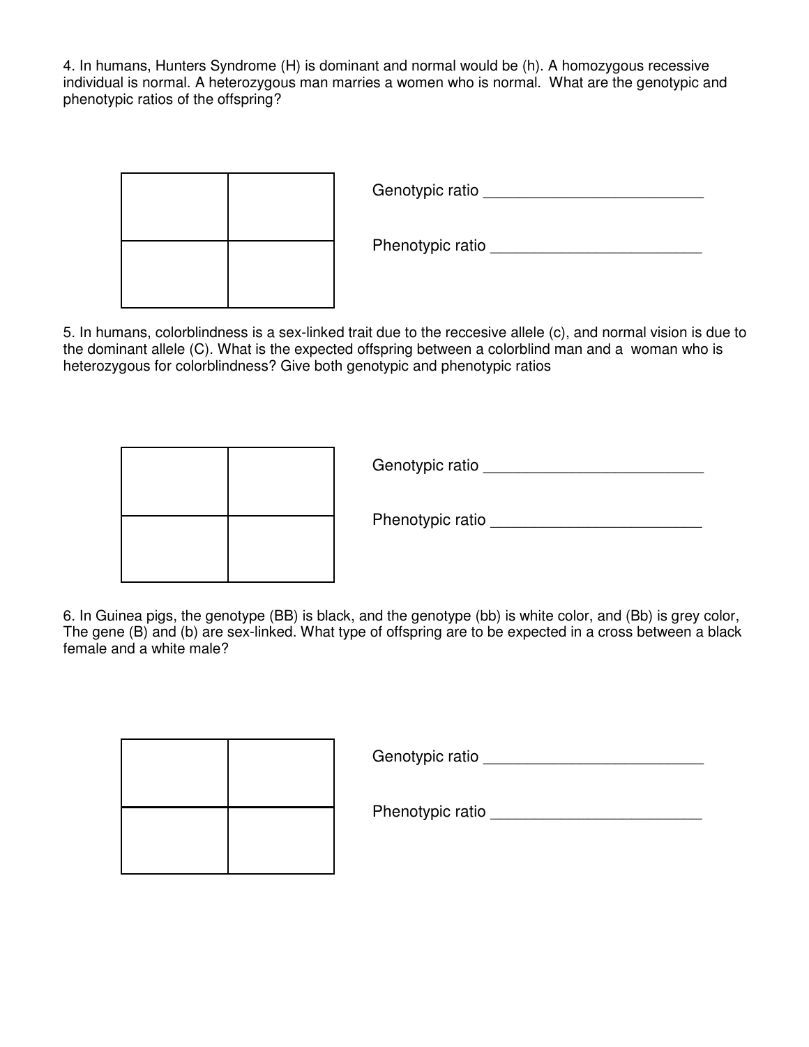4. In humans, Hunters Syndrome (H) is dominant and normal would be (h). A homozygous recessive individual is normal. A heterozygous man marries a women who is normal. What are the genotypic and phenotypic ratios of the offspring?

| | |
|---|---|
| | |
| | |

Genotypic ratio _________________________

Phenotypic ratio ________________________

5. In humans, colorblindness is a sex-linked trait due to the reccesive allele (c), and normal vision is due to the dominant allele (C). What is the expected offspring between a colorblind man and a woman who is heterozygous for colorblindness? Give both genotypic and phenotypic ratios

| | |
|---|---|
| | |
| | |

Genotypic ratio _________________________

Phenotypic ratio ________________________

6. In Guinea pigs, the genotype (BB) is black, and the genotype (bb) is white color, and (Bb) is grey color, The gene (B) and (b) are sex-linked. What type of offspring are to be expected in a cross between a black female and a white male?

| | |
|---|---|
| | |
| | |

Genotypic ratio _________________________

Phenotypic ratio ________________________